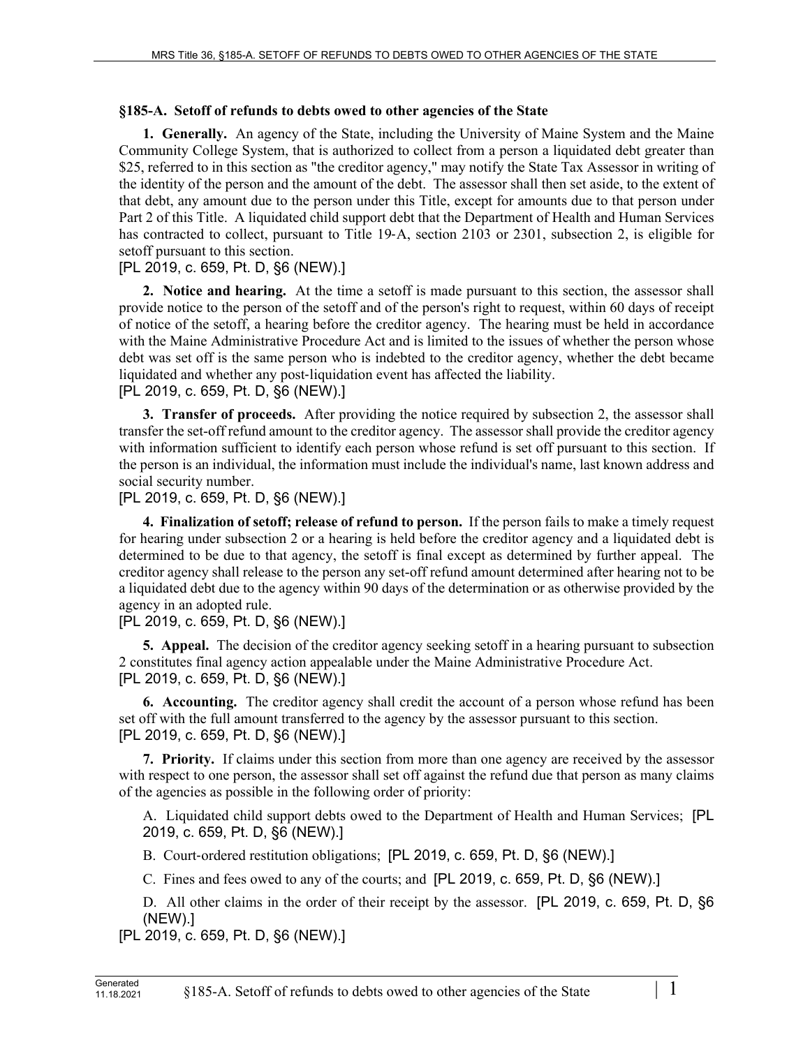## §185-A. Setoff of refunds to debts owed to other agencies of the State

**1. Generally.** An agency of the State, including the University of Maine System and the Maine Community College System, that is authorized to collect from a person a liquidated debt greater than $25, referred to in this section as "the creditor agency," may notify the State Tax Assessor in writing of the identity of the person and the amount of the debt. The assessor shall then set aside, to the extent of that debt, any amount due to the person under this Title, except for amounts due to that person under Part 2 of this Title. A liquidated child support debt that the Department of Health and Human Services has contracted to collect, pursuant to Title 19-A, section 2103 or 2301, subsection 2, is eligible for setoff pursuant to this section.

[PL 2019, c. 659, Pt. D, §6 (NEW).]

**2. Notice and hearing.** At the time a setoff is made pursuant to this section, the assessor shall provide notice to the person of the setoff and of the person's right to request, within 60 days of receipt of notice of the setoff, a hearing before the creditor agency. The hearing must be held in accordance with the Maine Administrative Procedure Act and is limited to the issues of whether the person whose debt was set off is the same person who is indebted to the creditor agency, whether the debt became liquidated and whether any post-liquidation event has affected the liability.

[PL 2019, c. 659, Pt. D, §6 (NEW).]

**3. Transfer of proceeds.** After providing the notice required by subsection 2, the assessor shall transfer the set-off refund amount to the creditor agency. The assessor shall provide the creditor agency with information sufficient to identify each person whose refund is set off pursuant to this section. If the person is an individual, the information must include the individual's name, last known address and social security number.

[PL 2019, c. 659, Pt. D, §6 (NEW).]

**4. Finalization of setoff; release of refund to person.** If the person fails to make a timely request for hearing under subsection 2 or a hearing is held before the creditor agency and a liquidated debt is determined to be due to that agency, the setoff is final except as determined by further appeal. The creditor agency shall release to the person any set-off refund amount determined after hearing not to be a liquidated debt due to the agency within 90 days of the determination or as otherwise provided by the agency in an adopted rule.

[PL 2019, c. 659, Pt. D, §6 (NEW).]

**5. Appeal.** The decision of the creditor agency seeking setoff in a hearing pursuant to subsection 2 constitutes final agency action appealable under the Maine Administrative Procedure Act.

[PL 2019, c. 659, Pt. D, §6 (NEW).]

**6. Accounting.** The creditor agency shall credit the account of a person whose refund has been set off with the full amount transferred to the agency by the assessor pursuant to this section.

[PL 2019, c. 659, Pt. D, §6 (NEW).]

**7. Priority.** If claims under this section from more than one agency are received by the assessor with respect to one person, the assessor shall set off against the refund due that person as many claims of the agencies as possible in the following order of priority:

A. Liquidated child support debts owed to the Department of Health and Human Services; [PL 2019, c. 659, Pt. D, §6 (NEW).]

B. Court-ordered restitution obligations; [PL 2019, c. 659, Pt. D, §6 (NEW).]

C. Fines and fees owed to any of the courts; and [PL 2019, c. 659, Pt. D, §6 (NEW).]

D. All other claims in the order of their receipt by the assessor. [PL 2019, c. 659, Pt. D, §6 (NEW).]

[PL 2019, c. 659, Pt. D, §6 (NEW).]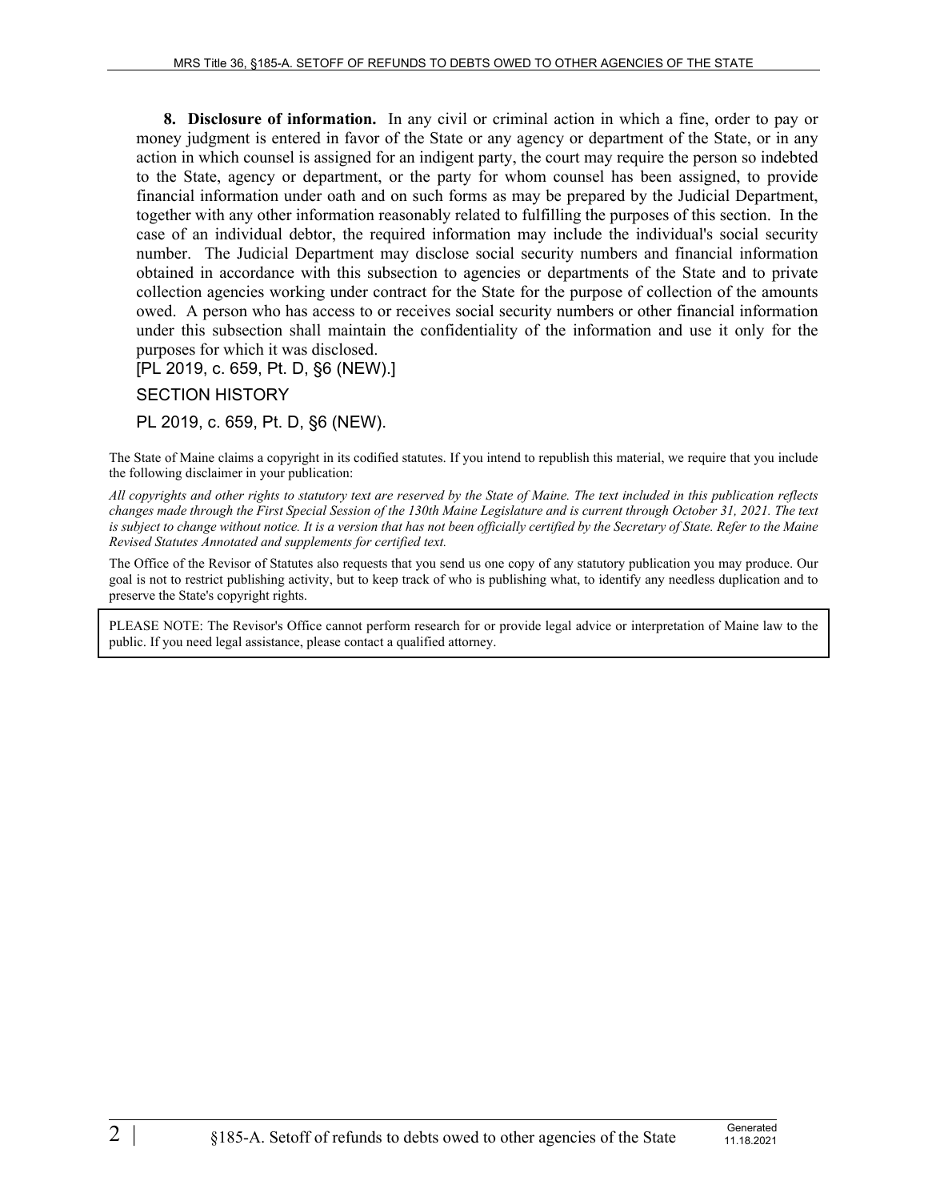**8. Disclosure of information.** In any civil or criminal action in which a fine, order to pay or money judgment is entered in favor of the State or any agency or department of the State, or in any action in which counsel is assigned for an indigent party, the court may require the person so indebted to the State, agency or department, or the party for whom counsel has been assigned, to provide financial information under oath and on such forms as may be prepared by the Judicial Department, together with any other information reasonably related to fulfilling the purposes of this section. In the case of an individual debtor, the required information may include the individual's social security number. The Judicial Department may disclose social security numbers and financial information obtained in accordance with this subsection to agencies or departments of the State and to private collection agencies working under contract for the State for the purpose of collection of the amounts owed. A person who has access to or receives social security numbers or other financial information under this subsection shall maintain the confidentiality of the information and use it only for the purposes for which it was disclosed.

[PL 2019, c. 659, Pt. D, §6 (NEW).]

SECTION HISTORY

PL 2019, c. 659, Pt. D, §6 (NEW).

The State of Maine claims a copyright in its codified statutes. If you intend to republish this material, we require that you include the following disclaimer in your publication:

*All copyrights and other rights to statutory text are reserved by the State of Maine. The text included in this publication reflects changes made through the First Special Session of the 130th Maine Legislature and is current through October 31, 2021. The text is subject to change without notice. It is a version that has not been officially certified by the Secretary of State. Refer to the Maine Revised Statutes Annotated and supplements for certified text.*

The Office of the Revisor of Statutes also requests that you send us one copy of any statutory publication you may produce. Our goal is not to restrict publishing activity, but to keep track of who is publishing what, to identify any needless duplication and to preserve the State's copyright rights.

PLEASE NOTE: The Revisor's Office cannot perform research for or provide legal advice or interpretation of Maine law to the public. If you need legal assistance, please contact a qualified attorney.